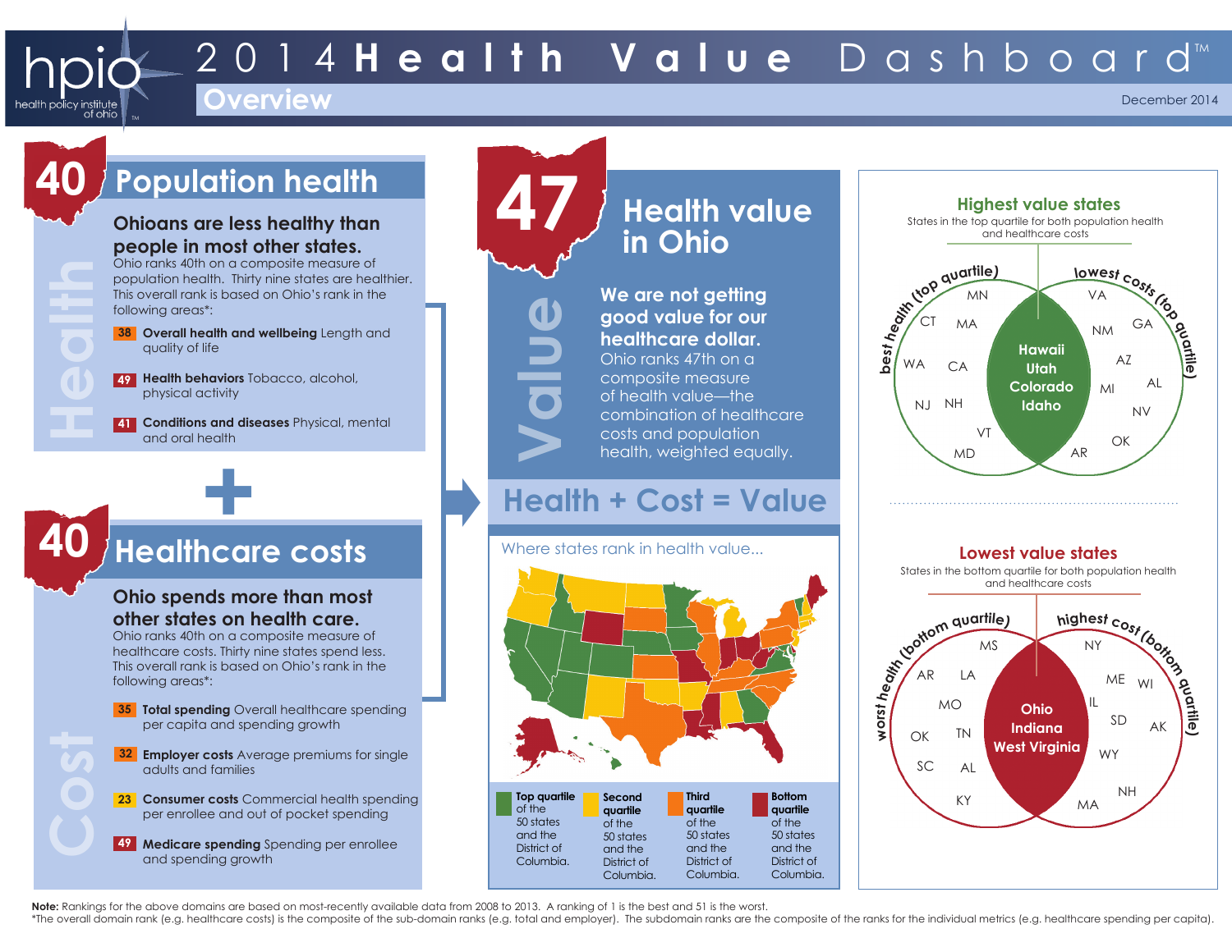# 2014 Health Value Dashboard™

## Overview

hpio health policy institute of ohio

December 2014

## 40 Population health

### Ohioans are less healthy than people in most other states.

Ohio ranks 40th on a composite measure of population health. Thirty nine states are healthier. This overall rank is based on Ohio's rank in the following areas*:

- **38** **Overall health and wellbeing** Length and quality of life
- **49** **Health behaviors** Tobacco, alcohol, physical activity
- **41** **Conditions and diseases** Physical, mental and oral health

Health

+

## 40 Healthcare costs

### Ohio spends more than most other states on health care.

Ohio ranks 40th on a composite measure of healthcare costs. Thirty nine states spend less. This overall rank is based on Ohio's rank in the following areas*:

- **35** **Total spending** Overall healthcare spending per capita and spending growth
- **32** **Employer costs** Average premiums for single adults and families
- **23** **Consumer costs** Commercial health spending per enrollee and out of pocket spending
- **49** **Medicare spending** Spending per enrollee and spending growth

Cost

## 47 Health value in Ohio

Value

### We are not getting good value for our healthcare dollar.

Ohio ranks 47th on a composite measure of health value—the combination of healthcare costs and population health, weighted equally.

## Health + Cost = Value

Where states rank in health value...

- **Top quartile** of the 50 states and the District of Columbia.
- **Second quartile** of the 50 states and the District of Columbia.
- **Third quartile** of the 50 states and the District of Columbia.
- **Bottom quartile** of the 50 states and the District of Columbia.

## Highest value states

States in the top quartile for both population health and healthcare costs

| best health (top quartile) only | Both | lowest costs (top quartile) only |
|---|---|---|
| MN, CT, MA, WA, CA, NJ, NH, VT, MD | Hawaii, Utah, Colorado, Idaho | VA, NM, GA, AZ, MI, AL, NV, OK, AR |

## Lowest value states

States in the bottom quartile for both population health and healthcare costs

| worst health (bottom quartile) only | Both | highest cost (bottom quartile) only |
|---|---|---|
| MS, AR, LA, MO, OK, TN, SC, AL, KY | Ohio, Indiana, West Virginia | NY, ME, WI, IL, SD, AK, WY, NH, MA |

**Note:** Rankings for the above domains are based on most-recently available data from 2008 to 2013. A ranking of 1 is the best and 51 is the worst.

*The overall domain rank (e.g. healthcare costs) is the composite of the sub-domain ranks (e.g. total and employer). The subdomain ranks are the composite of the ranks for the individual metrics (e.g. healthcare spending per capita).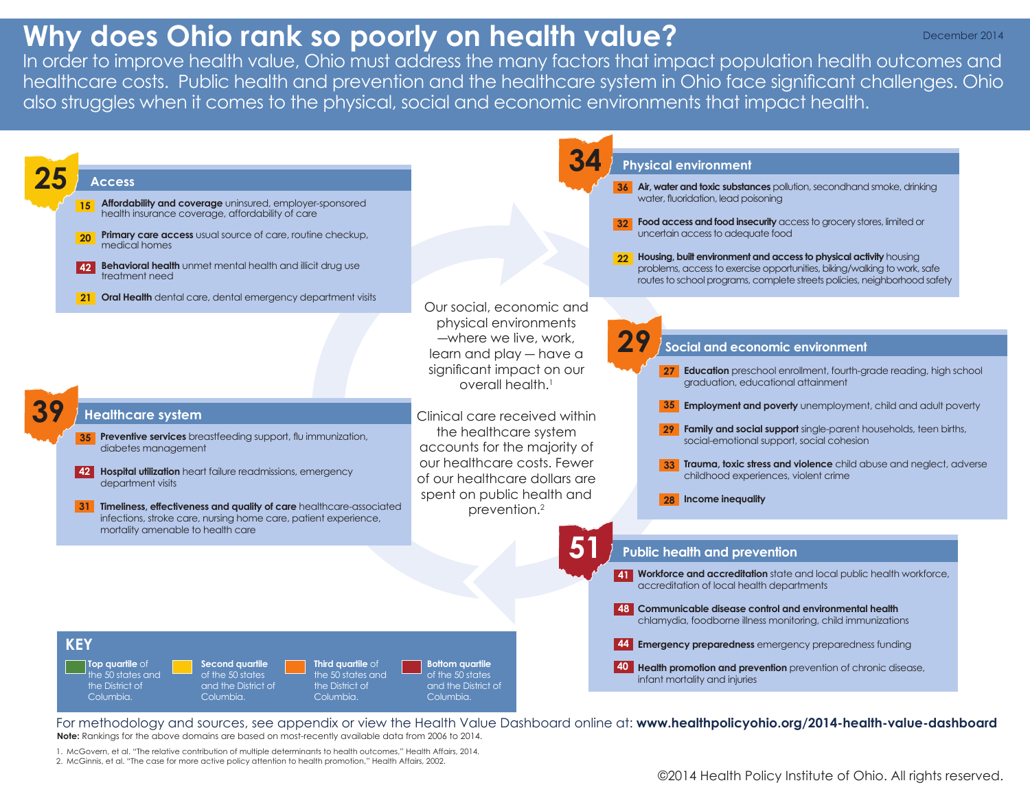# Why does Ohio rank so poorly on health value?

December 2014

In order to improve health value, Ohio must address the many factors that impact population health outcomes and healthcare costs. Public health and prevention and the healthcare system in Ohio face significant challenges. Ohio also struggles when it comes to the physical, social and economic environments that impact health.

## 25 Access

- **15** **Affordability and coverage** uninsured, employer-sponsored health insurance coverage, affordability of care
- **20** **Primary care access** usual source of care, routine checkup, medical homes
- **42** **Behavioral health** unmet mental health and illicit drug use treatment need
- **21** **Oral Health** dental care, dental emergency department visits

## 39 Healthcare system

- **35** **Preventive services** breastfeeding support, flu immunization, diabetes management
- **42** **Hospital utilization** heart failure readmissions, emergency department visits
- **31** **Timeliness, effectiveness and quality of care** healthcare-associated infections, stroke care, nursing home care, patient experience, mortality amenable to health care

Our social, economic and physical environments—where we live, work, learn and play — have a significant impact on our overall health.[1]

Clinical care received within the healthcare system accounts for the majority of our healthcare costs. Fewer of our healthcare dollars are spent on public health and prevention.[2]

## 34 Physical environment

- **36** **Air, water and toxic substances** pollution, secondhand smoke, drinking water, fluoridation, lead poisoning
- **32** **Food access and food insecurity** access to grocery stores, limited or uncertain access to adequate food
- **22** **Housing, built environment and access to physical activity** housing problems, access to exercise opportunities, biking/walking to work, safe routes to school programs, complete streets policies, neighborhood safety

## 29 Social and economic environment

- **27** **Education** preschool enrollment, fourth-grade reading, high school graduation, educational attainment
- **35** **Employment and poverty** unemployment, child and adult poverty
- **29** **Family and social support** single-parent households, teen births, social-emotional support, social cohesion
- **33** **Trauma, toxic stress and violence** child abuse and neglect, adverse childhood experiences, violent crime
- **28** **Income inequality**

## 51 Public health and prevention

- **41** **Workforce and accreditation** state and local public health workforce, accreditation of local health departments
- **48** **Communicable disease control and environmental health** chlamydia, foodborne illness monitoring, child immunizations
- **44** **Emergency preparedness** emergency preparedness funding
- **40** **Health promotion and prevention** prevention of chronic disease, infant mortality and injuries

## KEY

- **Top quartile** of the 50 states and the District of Columbia.
- **Second quartile** of the 50 states and the District of Columbia.
- **Third quartile** of the 50 states and the District of Columbia.
- **Bottom quartile** of the 50 states and the District of Columbia.

For methodology and sources, see appendix or view the Health Value Dashboard online at: **www.healthpolicyohio.org/2014-health-value-dashboard**

**Note:** Rankings for the above domains are based on most-recently available data from 2006 to 2014.

1. McGovern, et al. "The relative contribution of multiple determinants to health outcomes," Health Affairs, 2014.
2. McGinnis, et al. "The case for more active policy attention to health promotion," Health Affairs, 2002.

©2014 Health Policy Institute of Ohio. All rights reserved.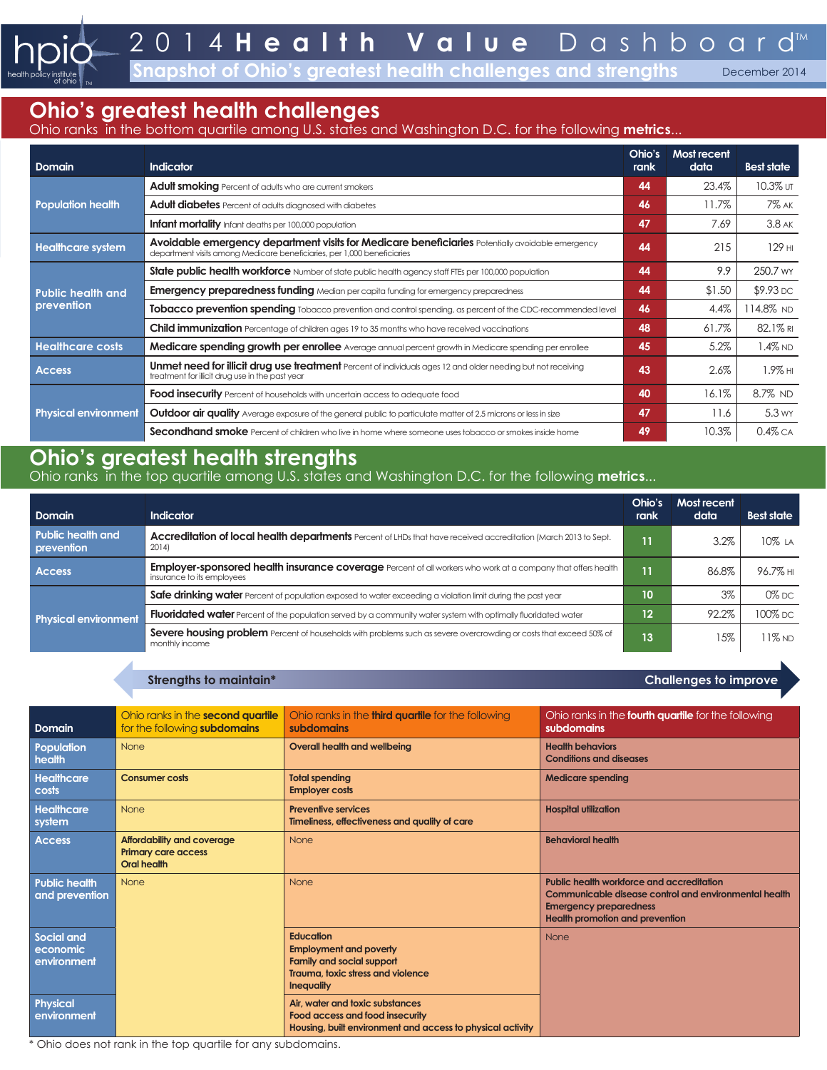# 2014 Health Value Dashboard™

## Snapshot of Ohio's greatest health challenges and strengths

December 2014

## Ohio's greatest health challenges

Ohio ranks in the bottom quartile among U.S. states and Washington D.C. for the following **metrics**...

| Domain | Indicator | Ohio's rank | Most recent data | Best state |
|---|---|---|---|---|
| Population health | **Adult smoking** Percent of adults who are current smokers | 44 | 23.4% | 10.3% UT |
| | **Adult diabetes** Percent of adults diagnosed with diabetes | 46 | 11.7% | 7% AK |
| | **Infant mortality** Infant deaths per 100,000 population | 47 | 7.69 | 3.8 AK |
| Healthcare system | **Avoidable emergency department visits for Medicare beneficiaries** Potentially avoidable emergency department visits among Medicare beneficiaries, per 1,000 beneficiaries | 44 | 215 | 129 HI |
| Public health and prevention | **State public health workforce** Number of state public health agency staff FTEs per 100,000 population | 44 | 9.9 | 250.7 WY |
| | **Emergency preparedness funding** Median per capita funding for emergency preparedness | 44 | $1.50 | $9.93 DC |
| | **Tobacco prevention spending** Tobacco prevention and control spending, as percent of the CDC-recommended level | 46 | 4.4% | 114.8% ND |
| | **Child immunization** Percentage of children ages 19 to 35 months who have received vaccinations | 48 | 61.7% | 82.1% RI |
| Healthcare costs | **Medicare spending growth per enrollee** Average annual percent growth in Medicare spending per enrollee | 45 | 5.2% | 1.4% ND |
| Access | **Unmet need for illicit drug use treatment** Percent of individuals ages 12 and older needing but not receiving treatment for illicit drug use in the past year | 43 | 2.6% | 1.9% HI |
| Physical environment | **Food insecurity** Percent of households with uncertain access to adequate food | 40 | 16.1% | 8.7% ND |
| | **Outdoor air quality** Average exposure of the general public to particulate matter of 2.5 microns or less in size | 47 | 11.6 | 5.3 WY |
| | **Secondhand smoke** Percent of children who live in home where someone uses tobacco or smokes inside home | 49 | 10.3% | 0.4% CA |

## Ohio's greatest health strengths

Ohio ranks in the top quartile among U.S. states and Washington D.C. for the following **metrics**...

| Domain | Indicator | Ohio's rank | Most recent data | Best state |
|---|---|---|---|---|
| Public health and prevention | **Accreditation of local health departments** Percent of LHDs that have received accreditation (March 2013 to Sept. 2014) | 11 | 3.2% | 10% LA |
| Access | **Employer-sponsored health insurance coverage** Percent of all workers who work at a company that offers health insurance to its employees | 11 | 86.8% | 96.7% HI |
| Physical environment | **Safe drinking water** Percent of population exposed to water exceeding a violation limit during the past year | 10 | 3% | 0% DC |
| | **Fluoridated water** Percent of the population served by a community water system with optimally fluoridated water | 12 | 92.2% | 100% DC |
| | **Severe housing problem** Percent of households with problems such as severe overcrowding or costs that exceed 50% of monthly income | 13 | 15% | 11% ND |

**Strengths to maintain*** ← → **Challenges to improve**

| Domain | Ohio ranks in the **second quartile** for the following **subdomains** | Ohio ranks in the **third quartile** for the following **subdomains** | Ohio ranks in the **fourth quartile** for the following **subdomains** |
|---|---|---|---|
| Population health | None | Overall health and wellbeing | Health behaviors<br>Conditions and diseases |
| Healthcare costs | Consumer costs | Total spending<br>Employer costs | Medicare spending |
| Healthcare system | None | Preventive services<br>Timeliness, effectiveness and quality of care | Hospital utilization |
| Access | Affordability and coverage<br>Primary care access<br>Oral health | None | Behavioral health |
| Public health and prevention | None | None | Public health workforce and accreditation<br>Communicable disease control and environmental health<br>Emergency preparedness<br>Health promotion and prevention |
| Social and economic environment | | Education<br>Employment and poverty<br>Family and social support<br>Trauma, toxic stress and violence<br>Inequality | None |
| Physical environment | | Air, water and toxic substances<br>Food access and food insecurity<br>Housing, built environment and access to physical activity | |

\* Ohio does not rank in the top quartile for any subdomains.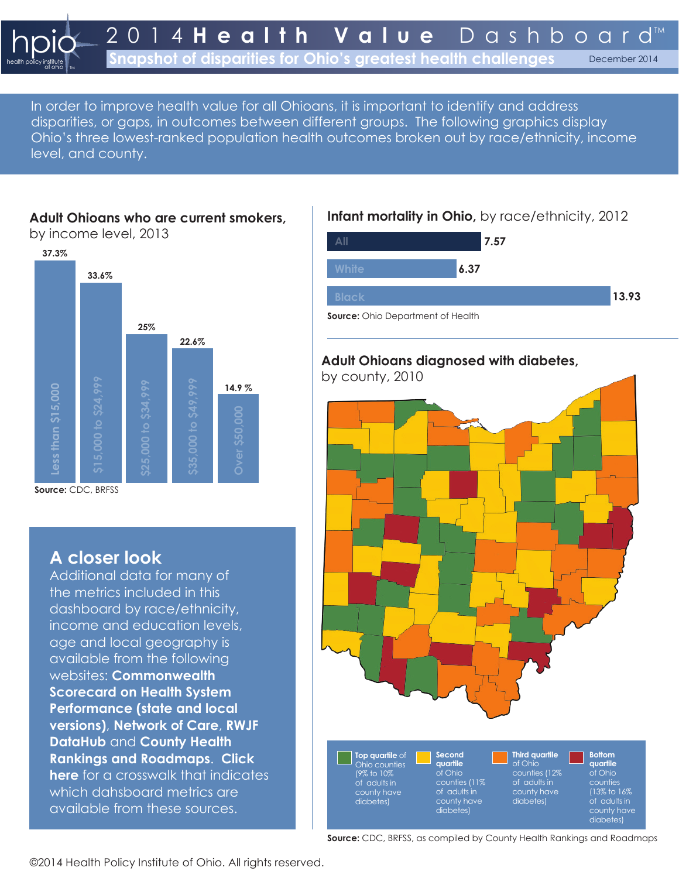# 2014 Health Value Dashboard™

## Snapshot of disparities for Ohio's greatest health challenges

December 2014

In order to improve health value for all Ohioans, it is important to identify and address disparities, or gaps, in outcomes between different groups. The following graphics display Ohio's three lowest-ranked population health outcomes broken out by race/ethnicity, income level, and county.

### Adult Ohioans who are current smokers, by income level, 2013

37.3%
Less than $15,000

33.6%
$15,000 to $24,999

25%
$25,000 to $34,999

22.6%
$35,000 to $49,999

14.9 %
Over $50,000

**Source:** CDC, BRFSS

### Infant mortality in Ohio, by race/ethnicity, 2012

All 7.57

White 6.37

Black 13.93

**Source:** Ohio Department of Health

### Adult Ohioans diagnosed with diabetes, by county, 2010

**Top quartile** of Ohio counties (9% to 10% of adults in county have diabetes)

**Second quartile** of Ohio counties (11% of adults in county have diabetes)

**Third quartile** of Ohio counties (12% of adults in county have diabetes)

**Bottom quartile** of Ohio counties (13% to 16% of adults in county have diabetes)

**Source:** CDC, BRFSS, as compiled by County Health Rankings and Roadmaps

## A closer look

Additional data for many of the metrics included in this dashboard by race/ethnicity, income and education levels, age and local geography is available from the following websites: **Commonwealth Scorecard on Health System Performance (state and local versions)**, **Network of Care**, **RWJF DataHub** and **County Health Rankings and Roadmaps**. **Click here** for a crosswalk that indicates which dahsboard metrics are available from these sources.

©2014 Health Policy Institute of Ohio. All rights reserved.